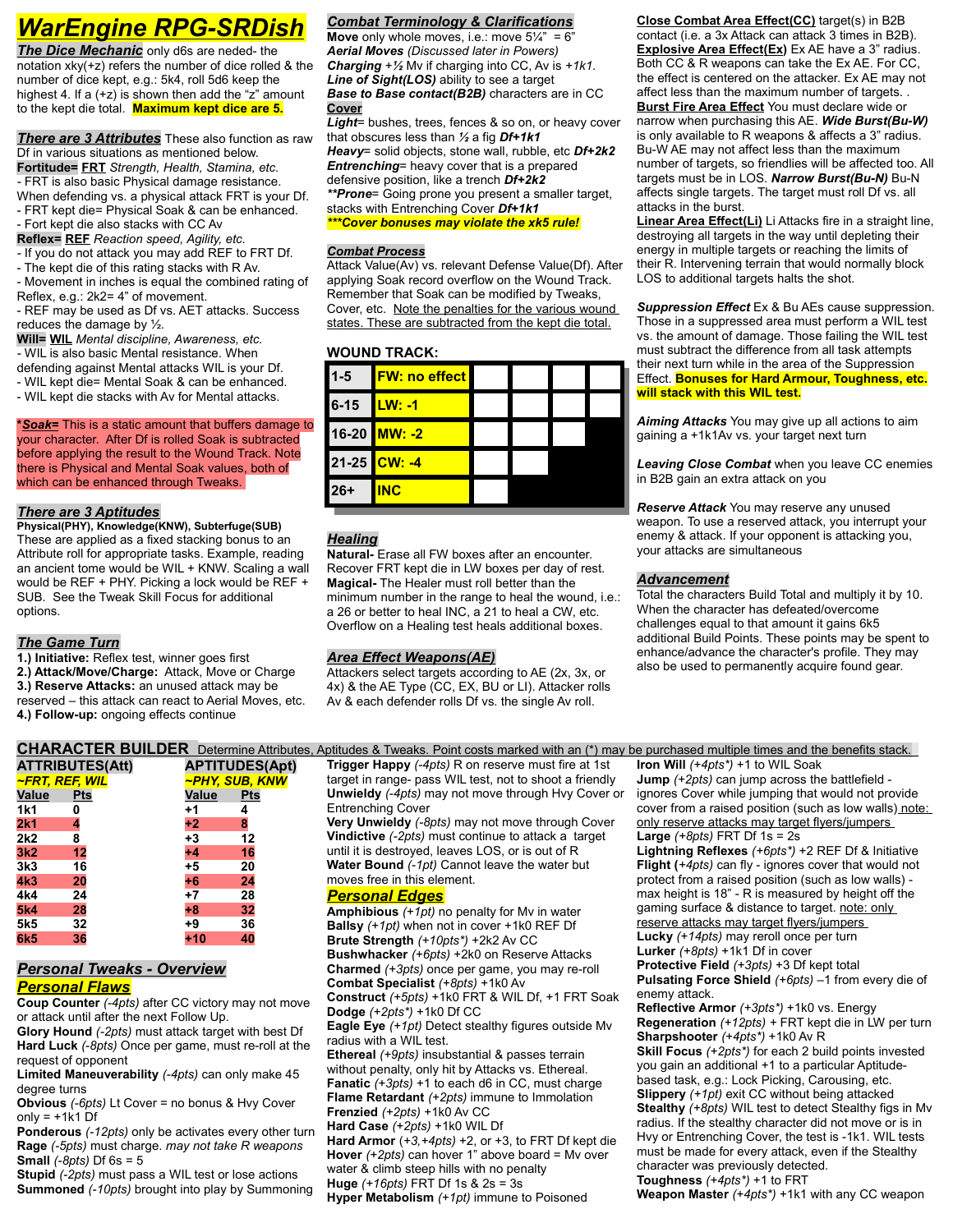# WarEngine RPG-SRDish

## The Dice Mechanic

only d6s are neded- the notation xky(+z) refers the number of dice rolled & the number of dice kept, e.g.: 5k4, roll 5d6 keep the highest 4. If a (+z) is shown then add the "z" amount to the kept die total. **Maximum kept dice are 5.**

## There are 3 Attributes

These also function as raw Df in various situations as mentioned below.

**Fortitude= FRT** *Strength, Health, Stamina, etc.*
- FRT is also basic Physical damage resistance. When defending vs. a physical attack FRT is your Df.
- FRT kept die= Physical Soak & can be enhanced.
- Fort kept die also stacks with CC Av

**Reflex= REF** *Reaction speed, Agility, etc.*
- If you do not attack you may add REF to FRT Df.
- The kept die of this rating stacks with R Av.
- Movement in inches is equal the combined rating of Reflex, e.g.: 2k2= 4" of movement.
- REF may be used as Df vs. AET attacks. Success reduces the damage by ½.

**Will= WIL** *Mental discipline, Awareness, etc.*
- WIL is also basic Mental resistance. When defending against Mental attacks WIL is your Df.
- WIL kept die= Mental Soak & can be enhanced.
- WIL kept die stacks with Av for Mental attacks.

*****Soak=** This is a static amount that buffers damage to your character. After Df is rolled Soak is subtracted before applying the result to the Wound Track. Note there is Physical and Mental Soak values, both of which can be enhanced through Tweaks.

## There are 3 Aptitudes

**Physical(PHY), Knowledge(KNW), Subterfuge(SUB)**

These are applied as a fixed stacking bonus to an Attribute roll for appropriate tasks. Example, reading an ancient tome would be WIL + KNW. Scaling a wall would be REF + PHY. Picking a lock would be REF + SUB. See the Tweak Skill Focus for additional options.

## The Game Turn

**1.) Initiative:** Reflex test, winner goes first
**2.) Attack/Move/Charge:** Attack, Move or Charge
**3.) Reserve Attacks:** an unused attack may be reserved – this attack can react to Aerial Moves, etc.
**4.) Follow-up:** ongoing effects continue

## Combat Terminology & Clarifications

**Move** only whole moves, i.e.: move 5¼" = 6"
***Aerial Moves*** (Discussed later in Powers)
***Charging*** +½ Mv if charging into CC, Av is *+1k1*.
***Line of Sight(LOS)*** ability to see a target
***Base to Base contact(B2B)*** characters are in CC

**Cover**
***Light***= bushes, trees, fences & so on, or heavy cover that obscures less than ½ a fig ***Df+1k1***
***Heavy***= solid objects, stone wall, rubble, etc ***Df+2k2***
***Entrenching***= heavy cover that is a prepared defensive position, like a trench ***Df+2k2***
*****Prone***= Going prone you present a smaller target, stacks with Entrenching Cover ***Df+1k1***
*****Cover bonuses may violate the xk5 rule!***

## Combat Process

Attack Value(Av) vs. relevant Defense Value(Df). After applying Soak record overflow on the Wound Track. Remember that Soak can be modified by Tweaks, Cover, etc. Note the penalties for the various wound states. These are subtracted from the kept die total.

**WOUND TRACK:**

| | | | | | |
|---|---|---|---|---|---|
| 1-5 | FW: no effect | ☐ | ☐ | ☐ | ☐ |
| 6-15 | LW: -1 | ☐ | ☐ | ☐ | ☐ |
| 16-20 | MW: -2 | ☐ | ☐ | ☐ | ■ |
| 21-25 | CW: -4 | ☐ | ☐ | ■ | ■ |
| 26+ | INC | ☐ | ■ | ■ | ■ |

## Healing

**Natural-** Erase all FW boxes after an encounter. Recover FRT kept die in LW boxes per day of rest.
**Magical-** The Healer must roll better than the minimum number in the range to heal the wound, i.e.: a 26 or better to heal INC, a 21 to heal a CW, etc. Overflow on a Healing test heals additional boxes.

## Area Effect Weapons(AE)

Attackers select targets according to AE (2x, 3x, or 4x) & the AE Type (CC, EX, BU or LI). Attacker rolls Av & each defender rolls Df vs. the single Av roll.

**Close Combat Area Effect(CC)** target(s) in B2B contact (i.e. a 3x Attack can attack 3 times in B2B).
**Explosive Area Effect(Ex)** Ex AE have a 3" radius. Both CC & R weapons can take the Ex AE. For CC, the effect is centered on the attacker. Ex AE may not affect less than the maximum number of targets.
**Burst Fire Area Effect** You must declare wide or narrow when purchasing this AE. ***Wide Burst(Bu-W)*** is only available to R weapons & affects a 3" radius. Bu-W AE may not affect less than the maximum number of targets, so friendlies will be affected too. All targets must be in LOS. ***Narrow Burst(Bu-N)*** Bu-N affects single targets. The target must roll Df vs. all attacks in the burst.
**Linear Area Effect(Li)** Li Attacks fire in a straight line, destroying all targets in the way until depleting their energy in multiple targets or reaching the limits of their R. Intervening terrain that would normally block LOS to additional targets halts the shot.

***Suppression Effect*** Ex & Bu AEs cause suppression. Those in a suppressed area must perform a WIL test vs. the amount of damage. Those failing the WIL test must subtract the difference from all task attempts their next turn while in the area of the Suppression Effect. **Bonuses for Hard Armour, Toughness, etc. will stack with this WIL test.**

***Aiming Attacks*** You may give up all actions to aim gaining a +1k1Av vs. your target next turn

***Leaving Close Combat*** when you leave CC enemies in B2B gain an extra attack on you

***Reserve Attack*** You may reserve any unused weapon. To use a reserved attack, you interrupt your enemy & attack. If your opponent is attacking you, your attacks are simultaneous

## Advancement

Total the characters Build Total and multiply it by 10. When the character has defeated/overcome challenges equal to that amount it gains 6k5 additional Build Points. These points may be spent to enhance/advance the character's profile. They may also be used to permanently acquire found gear.

# CHARACTER BUILDER

Determine Attributes, Aptitudes & Tweaks. Point costs marked with an (*) may be purchased multiple times and the benefits stack.

**ATTRIBUTES(Att)** ~FRT, REF, WIL

| Value | Pts |
|---|---|
| 1k1 | 0 |
| 2k1 | 4 |
| 2k2 | 8 |
| 3k2 | 12 |
| 3k3 | 16 |
| 4k3 | 20 |
| 4k4 | 24 |
| 5k4 | 28 |
| 5k5 | 32 |
| 6k5 | 36 |

**APTITUDES(Apt)** ~PHY, SUB, KNW

| Value | Pts |
|---|---|
| +1 | 4 |
| +2 | 8 |
| +3 | 12 |
| +4 | 16 |
| +5 | 20 |
| +6 | 24 |
| +7 | 28 |
| +8 | 32 |
| +9 | 36 |
| +10 | 40 |

## Personal Tweaks - Overview

### Personal Flaws

**Coup Counter** *(-4pts)* after CC victory may not move or attack until after the next Follow Up.
**Glory Hound** *(-2pts)* must attack target with best Df
**Hard Luck** *(-8pts)* Once per game, must re-roll at the request of opponent
**Limited Maneuverability** *(-4pts)* can only make 45 degree turns
**Obvious** *(-6pts)* Lt Cover = no bonus & Hvy Cover only = +1k1 Df
**Ponderous** *(-12pts)* only be activates every other turn
**Rage** *(-5pts)* must charge. *may not take R weapons*
**Small** *(-8pts)* Df 6s = 5
**Stupid** *(-2pts)* must pass a WIL test or lose actions
**Summoned** *(-10pts)* brought into play by Summoning
**Trigger Happy** *(-4pts)* R on reserve must fire at 1st target in range- pass WIL test, not to shoot a friendly
**Unwieldy** *(-4pts)* may not move through Hvy Cover or Entrenching Cover
**Very Unwieldy** *(-8pts)* may not move through Cover
**Vindictive** *(-2pts)* must continue to attack a target until it is destroyed, leaves LOS, or is out of R
**Water Bound** *(-1pt)* Cannot leave the water but moves free in this element.

### Personal Edges

**Amphibious** *(+1pt)* no penalty for Mv in water
**Ballsy** *(+1pt)* when not in cover +1k0 REF Df
**Brute Strength** *(+10pts*)* +2k2 Av CC
**Bushwhacker** *(+6pts)* +2k0 on Reserve Attacks
**Charmed** *(+3pts)* once per game, you may re-roll
**Combat Specialist** *(+8pts)* +1k0 Av
**Construct** *(+5pts)* +1k0 FRT & WIL Df, +1 FRT Soak
**Dodge** *(+2pts*)* +1k0 Df CC
**Eagle Eye** *(+1pt)* Detect stealthy figures outside Mv radius with a WIL test.
**Ethereal** *(+9pts)* insubstantial & passes terrain without penalty, only hit by Attacks vs. Ethereal.
**Fanatic** *(+3pts)* +1 to each d6 in CC, must charge
**Flame Retardant** *(+2pts)* immune to Immolation
**Frenzied** *(+2pts)* +1k0 Av CC
**Hard Case** *(+2pts)* +1k0 WIL Df
**Hard Armor** *(+3,+4pts)* +2, or +3, to FRT Df kept die
**Hover** *(+2pts)* can hover 1" above board = Mv over water & climb steep hills with no penalty
**Huge** *(+16pts)* FRT Df 1s & 2s = 3s
**Hyper Metabolism** *(+1pt)* immune to Poisoned
**Iron Will** *(+4pts*)* +1 to WIL Soak
**Jump** *(+2pts)* can jump across the battlefield - ignores Cover while jumping that would not provide cover from a raised position (such as low walls) note: only reserve attacks may target flyers/jumpers
**Large** *(+8pts)* FRT Df 1s = 2s
**Lightning Reflexes** *(+6pts*)* +2 REF Df & Initiative
**Flight** *(+4pts)* can fly - ignores cover that would not protect from a raised position (such as low walls) - max height is 18" - R is measured by height off the gaming surface & distance to target. note: only reserve attacks may target flyers/jumpers
**Lucky** *(+14pts)* may reroll once per turn
**Lurker** *(+8pts)* +1k1 Df in cover
**Protective Field** *(+3pts)* +3 Df kept total
**Pulsating Force Shield** *(+6pts)* –1 from every die of enemy attack.
**Reflective Armor** *(+3pts*)* +1k0 vs. Energy
**Regeneration** *(+12pts)* + FRT kept die in LW per turn
**Sharpshooter** *(+4pts*)* +1k0 Av R
**Skill Focus** *(+2pts*)* for each 2 build points invested you gain an additional +1 to a particular Aptitude-based task, e.g.: Lock Picking, Carousing, etc.
**Slippery** *(+1pt)* exit CC without being attacked
**Stealthy** *(+8pts)* WIL test to detect Stealthy figs in Mv radius. If the stealthy character did not move or is in Hvy or Entrenching Cover, the test is -1k1. WIL tests must be made for every attack, even if the Stealthy character was previously detected.
**Toughness** *(+4pts*)* +1 to FRT
**Weapon Master** *(+4pts*)* +1k1 with any CC weapon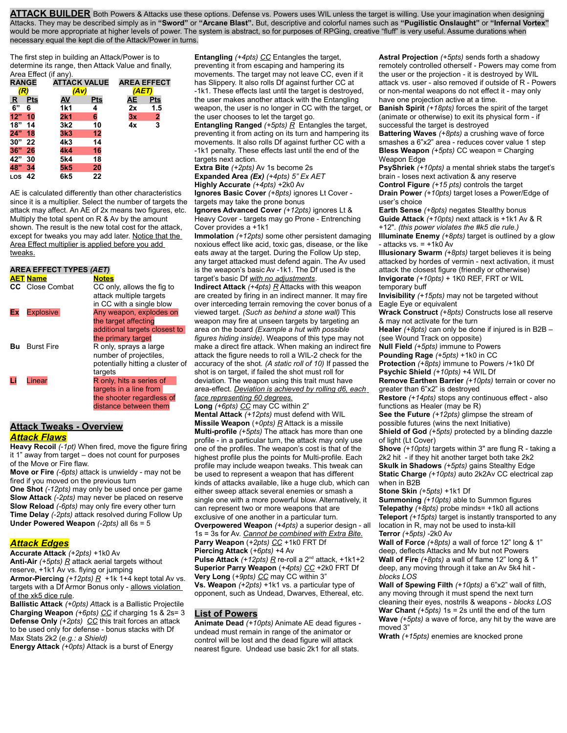# ATTACK BUILDER

**ATTACK BUILDER** Both Powers & Attacks use these options. Defense vs. Powers uses WIL unless the target is willing. Use your imagination when designing Attacks. They may be described simply as in **"Sword"** or **"Arcane Blast"**. But, descriptive and colorful names such as **"Pugilistic Onslaught"** or **"Infernal Vortex"** would be more appropriate at higher levels of power. The system is abstract, so for purposes of RPGing, creative "fluff" is very useful. Assume durations when necessary equal the kept die of the Attack/Power in turns.

The first step in building an Attack/Power is to determine its range, then Attack Value and finally, Area Effect (if any).

| RANGE (R) | | ATTACK VALUE (Av) | | AREA EFFECT (AET) | |
|---|---|---|---|---|---|
| R | Pts | AV | Pts | AE | Pts |
| 6" | 6 | 1k1 | 4 | 2x | 1.5 |
| 12" | 10 | 2k1 | 6 | 3x | 2 |
| 18" | 14 | 3k2 | 10 | 4x | 3 |
| 24" | 18 | 3k3 | 12 | | |
| 30" | 22 | 4k3 | 14 | | |
| 36" | 26 | 4k4 | 16 | | |
| 42" | 30 | 5k4 | 18 | | |
| 48" | 34 | 5k5 | 20 | | |
| LOS | 42 | 6k5 | 22 | | |

AE is calculated differently than other characteristics since it is a multiplier. Select the number of targets the attack may affect. An AE of 2x means two figures, etc. Multiply the total spent on R & Av by the amount shown. The result is the new total cost for the attack, except for tweaks you may add later. Notice that the Area Effect multiplier is applied before you add tweaks.

**AREA EFFECT TYPES *(AET)***

| AET | Name | Notes |
|---|---|---|
| CC | Close Combat | CC only, allows the fig to attack multiple targets in CC with a single blow |
| Ex | Explosive | Any weapon, explodes on the target affecting additional targets closest to the primary target |
| Bu | Burst Fire | R only, sprays a large number of projectiles, potentially hitting a cluster of targets |
| Li | Linear | R only, hits a series of targets in a line from the shooter regardless of distance between them |

## Attack Tweaks - Overview

### Attack Flaws

**Heavy Recoil** *(-1pt)* When fired, move the figure firing it 1" away from target – does not count for purposes of the Move or Fire flaw.
**Move or Fire** *(-6pts)* attack is unwieldy - may not be fired if you moved on the previous turn
**One Shot** *(-12pts)* may only be used once per game
**Slow Attack** *(-2pts)* may never be placed on reserve
**Slow Reload** *(-6pts)* may only fire every other turn
**Time Delay** *(-2pts)* attack resolved during Follow Up
**Under Powered Weapon** *(-2pts)* all 6s = 5

### Attack Edges

**Accurate Attack** *(+2pts)* +1k0 Av
**Anti-Air** *(+5pts)* R attack aerial targets without reserve, +1k1 Av vs. flying or jumping
**Armor-Piercing** *(+12pts)* R +1k1 1+4 kept total Av vs. targets with a Df Armor Bonus only - allows violation of the xk5 dice rule.
**Ballistic Attack** *(+0pts)* Attack is a Ballistic Projectile
**Charging Weapon** *(+6pts)* CC if charging 1s & 2s= 3
**Defense Only** *(+2pts)* CC this trait forces an attack to be used only for defense - bonus stacks with Df Max Stats 2k2 *(e.g.: a Shield)*
**Energy Attack** *(+0pts)* Attack is a burst of Energy
**Entangling** *(+4pts)* CC Entangles the target, preventing it from escaping and hampering its movements. The target may not leave CC, even if it has Slippery. It also rolls Df against further CC at -1k1. These effects last until the target is destroyed, the user makes another attack with the Entangling weapon, the user is no longer in CC with the target, or the user chooses to let the target go.
**Entangling Ranged** *(+5pts)* R Entangles the target, preventing it from acting on its turn and hampering its movements. It also rolls Df against further CC with a -1k1 penalty. These effects last until the end of the targets next action.
**Extra Bite** *(+2pts)* Av 1s become 2s
**Expanded Area (Ex)** *(+4pts)* 5" Ex AET
**Highly Accurate** *(+4pts)* +2k0 Av
**Ignores Basic Cover** *(+8pts)* ignores Lt Cover - targets may take the prone bonus
**Ignores Advanced Cover** *(+12pts)* ignores Lt & Heavy Cover - targets may go Prone - Entrenching Cover provides a +1k1
**Immolation** *(+12pts)* some other persistent damaging noxious effect like acid, toxic gas, disease, or the like eats away at the target. During the Follow Up step, any target attacked must defend again. The Av used is the weapon's basic Av -1k1. The Df used is the target's basic Df *with no adjustments*.
**Indirect Attack** *(+4pts)* R Attacks with this weapon are created by firing in an indirect manner. It may fire over interceding terrain removing the cover bonus of a viewed target. *(Such as behind a stone wall)* This weapon may fire at unseen targets by targeting an area on the board *(Example a hut with possible figures hiding inside)*. Weapons of this type may not make a direct fire attack. When making an indirect fire attack the figure needs to roll a WIL-2 check for the accuracy of the shot. *(A static roll of 10)* If passed the shot is on target, if failed the shot must roll for deviation. The weapon using this trait must have area-effect. Deviation is achieved by rolling d6, each face representing 60 degrees.
**Long** *(+6pts)* CC may CC within 2"
**Mental Attack** *(+12pts)* must defend with WIL
**Missile Weapon** *(+0pts)* R Attack is a missile
**Multi-profile** *(+5pts)* The attack has more than one profile - in a particular turn, the attack may only use one of the profiles. The weapon's cost is that of the highest profile plus the points for Multi-profile. Each profile may include weapon tweaks. This tweak can be used to represent a weapon that has different kinds of attacks available, like a huge club, which can either sweep attack several enemies or smash a single one with a more powerful blow. Alternatively, it can represent two or more weapons that are exclusive of one another in a particular turn.
**Overpowered Weapon** *(+4pts)* a superior design - all 1s = 3s for Av. Cannot be combined with Extra Bite.
**Parry Weapon** *(+2pts)* CC +1k0 FRT Df
**Piercing Attack** *(+6pts)* +4 Av
**Pulse Attack** *(+12pts)* R re-roll a 2nd attack, +1k1+2
**Superior Parry Weapon** *(+4pts)* CC +2k0 FRT Df
**Very Long** *(+9pts)* CC may CC within 3"
**Vs. Weapon** *(+2pts)* +1k1 vs. a particular type of opponent, such as Undead, Dwarves, Ethereal, etc.

## List of Powers

**Animate Dead** *(+10pts)* Animate AE dead figures - undead must remain in range of the animator or control will be lost and the dead figure will attack nearest figure. Undead use basic 2k1 for all stats.
**Astral Projection** *(+5pts)* sends forth a shadowy remotely controlled otherself - Powers may come from the user or the projection - it is destroyed by WIL attack vs. user - also removed if outside of R - Powers or non-mental weapons do not effect it - may only have one projection active at a time.
**Banish Spirit** *(+18pts)* forces the spirit of the target (animate or otherwise) to exit its physical form - if successful the target is destroyed
**Battering Waves** *(+8pts)* a crushing wave of force smashes a 6"x2" area - reduces cover value 1 step
**Bless Weapon** *(+5pts)* CC weapon = Charging Weapon Edge
**PsyShriek** *(+10pts)* a mental shriek stabs the target's brain - loses next activation & any reserve
**Control Figure** *(+15 pts)* controls the target
**Drain Power** *(+10pts)* target loses a Power/Edge of user's choice
**Earth Sense** *(+8pts)* negates Stealthy bonus
**Guide Attack** *(+10pts)* next attack is +1k1 Av & R +12". *(this power violates the #k5 die rule.)*
**Illuminate Enemy** *(+8pts)* target is outlined by a glow - attacks vs. = +1k0 Av
**Illusionary Swarm** *(+8pts)* target believes it is being attacked by hordes of vermin - next activation, it must attack the closest figure (friendly or otherwise)
**Invigorate** *(+10pts)* + 1K0 REF, FRT or WIL temporary buff
**Invisibility** *(+15pts)* may not be targeted without Eagle Eye or equivalent
**Wrack Construct** *(+8pts)* Constructs lose all reserve & may not activate for the turn
**Healer** *(+8pts)* can only be done if injured is in B2B – (see Wound Track on opposite)
**Null Field** *(+5pts)* immune to Powers
**Pounding Rage** *(+5pts)* +1k0 in CC
**Protection** *(+8pts)* immune to Powers /+1k0 Df
**Psychic Shield** *(+10pts)* +4 WIL Df
**Remove Earthen Barrier** *(+10pts)* terrain or cover no greater than 6"x2" area is destroyed
**Restore** *(+14pts)* stops any continuous effect - also functions as Healer (may be R)
**See the Future** *(+12pts)* glimpse the stream of possible futures (wins the next Initiative)
**Shield of God** *(+5pts)* protected by a blinding dazzle of light (Lt Cover)
**Shove** *(+10pts)* targets within 3" are flung R - taking a 2k2 hit - if they hit another target both take 2k2
**Skulk in Shadows** *(+5pts)* gains Stealthy Edge
**Static Charge** *(+10pts)* auto 2k2Av CC electrical zap when in B2B
**Stone Skin** *(+5pts)* +1k1 Df
**Summoning** *(+10pts)* able to Summon figures
**Telepathy** *(+8pts)* probe minds= +1k0 all actions
**Teleport** *(+15pts)* target is instantly transported to any location in R, may not be used to insta-kill
**Terror** *(+5pts)* -2k0 Av
**Wall of Force** *(+8pts)* a wall of force 12" long & 1" deep, deflects Attacks and Mv but not Powers
**Wall of Fire** *(+8pts)* a wall of flame 12" long & 1" deep, any moving through it take an Av 5k4 hit - *blocks LOS*
**Wall of Spewing Filth** *(+10pts)* a 6"x2" wall of filth, any moving through it must spend the next turn cleaning their eyes, nostrils & weapons - *blocks LOS*
**War Chant** *(+5pts)* 1s = 2s until the end of the turn
**Wave** *(+5pts)* a wave of force, any hit by the wave are moved 3"
**Wrath** *(+15pts)* enemies are knocked prone